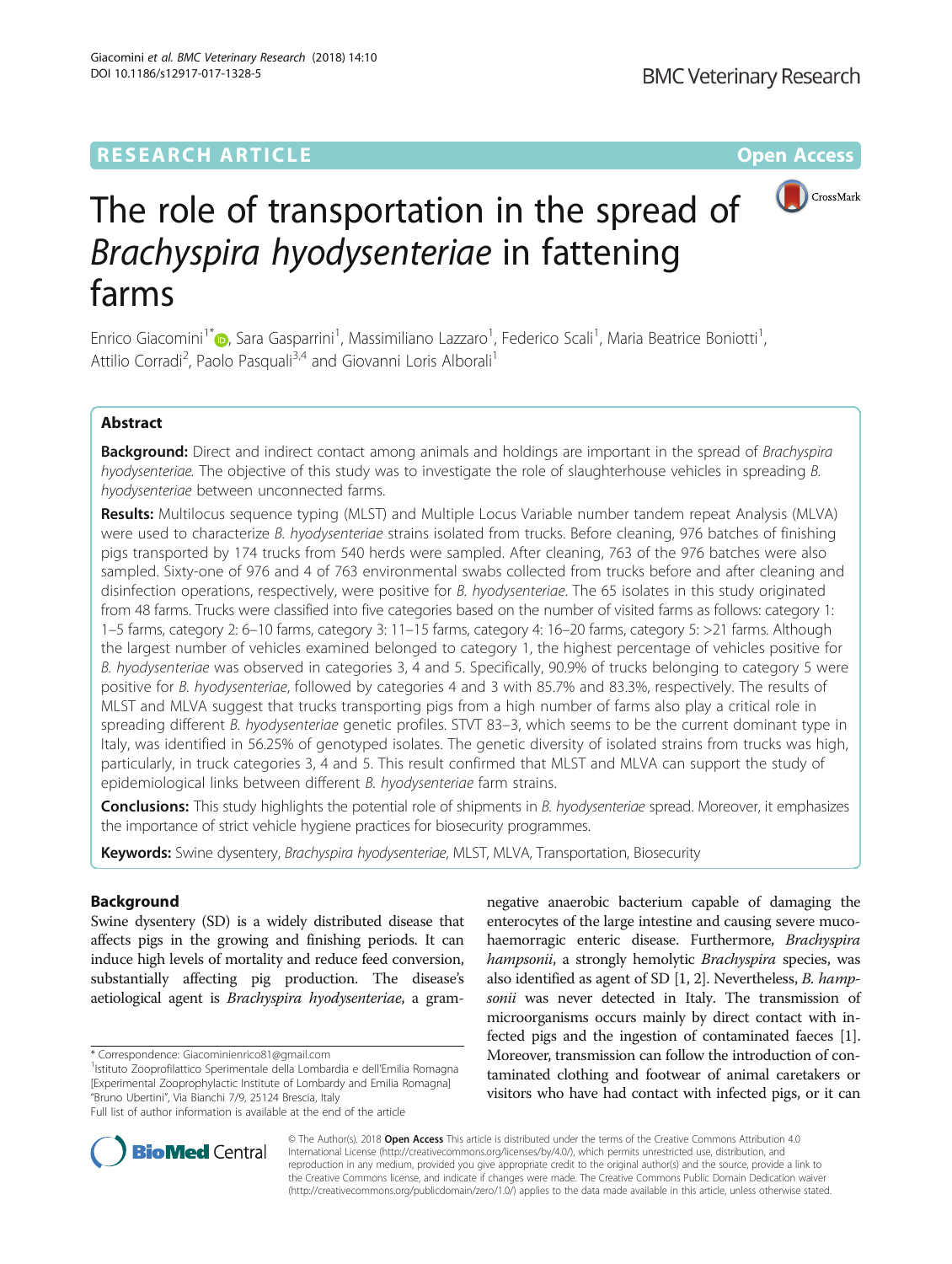# The role of transportation in the spread of *Brachyspira hyodysenteriae* in fattening farms

Enrico Giacomini[1*], Sara Gasparrini[1], Massimiliano Lazzaro[1], Federico Scali[1], Maria Beatrice Boniotti[1], Attilio Corradi[2], Paolo Pasquali[3,4] and Giovanni Loris Alborali[1]

## Abstract

**Background:** Direct and indirect contact among animals and holdings are important in the spread of *Brachyspira hyodysenteriae*. The objective of this study was to investigate the role of slaughterhouse vehicles in spreading *B. hyodysenteriae* between unconnected farms.

**Results:** Multilocus sequence typing (MLST) and Multiple Locus Variable number tandem repeat Analysis (MLVA) were used to characterize *B. hyodysenteriae* strains isolated from trucks. Before cleaning, 976 batches of finishing pigs transported by 174 trucks from 540 herds were sampled. After cleaning, 763 of the 976 batches were also sampled. Sixty-one of 976 and 4 of 763 environmental swabs collected from trucks before and after cleaning and disinfection operations, respectively, were positive for *B. hyodysenteriae*. The 65 isolates in this study originated from 48 farms. Trucks were classified into five categories based on the number of visited farms as follows: category 1: 1–5 farms, category 2: 6–10 farms, category 3: 11–15 farms, category 4: 16–20 farms, category 5: >21 farms. Although the largest number of vehicles examined belonged to category 1, the highest percentage of vehicles positive for *B. hyodysenteriae* was observed in categories 3, 4 and 5. Specifically, 90.9% of trucks belonging to category 5 were positive for *B. hyodysenteriae*, followed by categories 4 and 3 with 85.7% and 83.3%, respectively. The results of MLST and MLVA suggest that trucks transporting pigs from a high number of farms also play a critical role in spreading different *B. hyodysenteriae* genetic profiles. STVT 83–3, which seems to be the current dominant type in Italy, was identified in 56.25% of genotyped isolates. The genetic diversity of isolated strains from trucks was high, particularly, in truck categories 3, 4 and 5. This result confirmed that MLST and MLVA can support the study of epidemiological links between different *B. hyodysenteriae* farm strains.

**Conclusions:** This study highlights the potential role of shipments in *B. hyodysenteriae* spread. Moreover, it emphasizes the importance of strict vehicle hygiene practices for biosecurity programmes.

**Keywords:** Swine dysentery, *Brachyspira hyodysenteriae*, MLST, MLVA, Transportation, Biosecurity

## Background

Swine dysentery (SD) is a widely distributed disease that affects pigs in the growing and finishing periods. It can induce high levels of mortality and reduce feed conversion, substantially affecting pig production. The disease's aetiological agent is *Brachyspira hyodysenteriae*, a gram-negative anaerobic bacterium capable of damaging the enterocytes of the large intestine and causing severe muco-haemorragic enteric disease. Furthermore, *Brachyspira hampsonii*, a strongly hemolytic *Brachyspira* species, was also identified as agent of SD [1, 2]. Nevertheless, *B. hampsonii* was never detected in Italy. The transmission of microorganisms occurs mainly by direct contact with infected pigs and the ingestion of contaminated faeces [1]. Moreover, transmission can follow the introduction of contaminated clothing and footwear of animal caretakers or visitors who have had contact with infected pigs, or it can

\* Correspondence: Giacominienrico81@gmail.com
[1]Istituto Zooprofilattico Sperimentale della Lombardia e dell'Emilia Romagna [Experimental Zooprophylactic Institute of Lombardy and Emilia Romagna] "Bruno Ubertini", Via Bianchi 7/9, 25124 Brescia, Italy
Full list of author information is available at the end of the article

© The Author(s). 2018 **Open Access** This article is distributed under the terms of the Creative Commons Attribution 4.0 International License (http://creativecommons.org/licenses/by/4.0/), which permits unrestricted use, distribution, and reproduction in any medium, provided you give appropriate credit to the original author(s) and the source, provide a link to the Creative Commons license, and indicate if changes were made. The Creative Commons Public Domain Dedication waiver (http://creativecommons.org/publicdomain/zero/1.0/) applies to the data made available in this article, unless otherwise stated.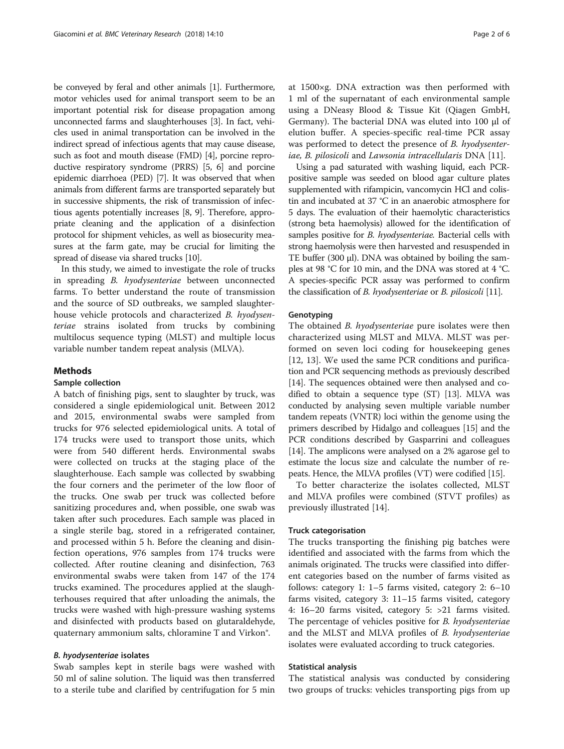be conveyed by feral and other animals [1]. Furthermore, motor vehicles used for animal transport seem to be an important potential risk for disease propagation among unconnected farms and slaughterhouses [3]. In fact, vehicles used in animal transportation can be involved in the indirect spread of infectious agents that may cause disease, such as foot and mouth disease (FMD) [4], porcine reproductive respiratory syndrome (PRRS) [5, 6] and porcine epidemic diarrhoea (PED) [7]. It was observed that when animals from different farms are transported separately but in successive shipments, the risk of transmission of infectious agents potentially increases [8, 9]. Therefore, appropriate cleaning and the application of a disinfection protocol for shipment vehicles, as well as biosecurity measures at the farm gate, may be crucial for limiting the spread of disease via shared trucks [10].

In this study, we aimed to investigate the role of trucks in spreading *B. hyodysenteriae* between unconnected farms. To better understand the route of transmission and the source of SD outbreaks, we sampled slaughterhouse vehicle protocols and characterized *B. hyodysenteriae* strains isolated from trucks by combining multilocus sequence typing (MLST) and multiple locus variable number tandem repeat analysis (MLVA).

## Methods

### Sample collection

A batch of finishing pigs, sent to slaughter by truck, was considered a single epidemiological unit. Between 2012 and 2015, environmental swabs were sampled from trucks for 976 selected epidemiological units. A total of 174 trucks were used to transport those units, which were from 540 different herds. Environmental swabs were collected on trucks at the staging place of the slaughterhouse. Each sample was collected by swabbing the four corners and the perimeter of the low floor of the trucks. One swab per truck was collected before sanitizing procedures and, when possible, one swab was taken after such procedures. Each sample was placed in a single sterile bag, stored in a refrigerated container, and processed within 5 h. Before the cleaning and disinfection operations, 976 samples from 174 trucks were collected. After routine cleaning and disinfection, 763 environmental swabs were taken from 147 of the 174 trucks examined. The procedures applied at the slaughterhouses required that after unloading the animals, the trucks were washed with high-pressure washing systems and disinfected with products based on glutaraldehyde, quaternary ammonium salts, chloramine T and Virkon®.

### *B. hyodysenteriae* isolates

Swab samples kept in sterile bags were washed with 50 ml of saline solution. The liquid was then transferred to a sterile tube and clarified by centrifugation for 5 min at 1500×g. DNA extraction was then performed with 1 ml of the supernatant of each environmental sample using a DNeasy Blood & Tissue Kit (Qiagen GmbH, Germany). The bacterial DNA was eluted into 100 μl of elution buffer. A species-specific real-time PCR assay was performed to detect the presence of *B. hyodysenteriae*, *B. pilosicoli* and *Lawsonia intracellularis* DNA [11].

Using a pad saturated with washing liquid, each PCR-positive sample was seeded on blood agar culture plates supplemented with rifampicin, vancomycin HCl and colistin and incubated at 37 °C in an anaerobic atmosphere for 5 days. The evaluation of their haemolytic characteristics (strong beta haemolysis) allowed for the identification of samples positive for *B. hyodysenteriae*. Bacterial cells with strong haemolysis were then harvested and resuspended in TE buffer (300 μl). DNA was obtained by boiling the samples at 98 °C for 10 min, and the DNA was stored at 4 °C. A species-specific PCR assay was performed to confirm the classification of *B. hyodysenteriae* or *B. pilosicoli* [11].

### Genotyping

The obtained *B. hyodysenteriae* pure isolates were then characterized using MLST and MLVA. MLST was performed on seven loci coding for housekeeping genes [12, 13]. We used the same PCR conditions and purification and PCR sequencing methods as previously described [14]. The sequences obtained were then analysed and codified to obtain a sequence type (ST) [13]. MLVA was conducted by analysing seven multiple variable number tandem repeats (VNTR) loci within the genome using the primers described by Hidalgo and colleagues [15] and the PCR conditions described by Gasparrini and colleagues [14]. The amplicons were analysed on a 2% agarose gel to estimate the locus size and calculate the number of repeats. Hence, the MLVA profiles (VT) were codified [15].

To better characterize the isolates collected, MLST and MLVA profiles were combined (STVT profiles) as previously illustrated [14].

### Truck categorisation

The trucks transporting the finishing pig batches were identified and associated with the farms from which the animals originated. The trucks were classified into different categories based on the number of farms visited as follows: category 1: 1–5 farms visited, category 2: 6–10 farms visited, category 3: 11–15 farms visited, category 4: 16–20 farms visited, category 5: >21 farms visited. The percentage of vehicles positive for *B. hyodysenteriae* and the MLST and MLVA profiles of *B. hyodysenteriae* isolates were evaluated according to truck categories.

### Statistical analysis

The statistical analysis was conducted by considering two groups of trucks: vehicles transporting pigs from up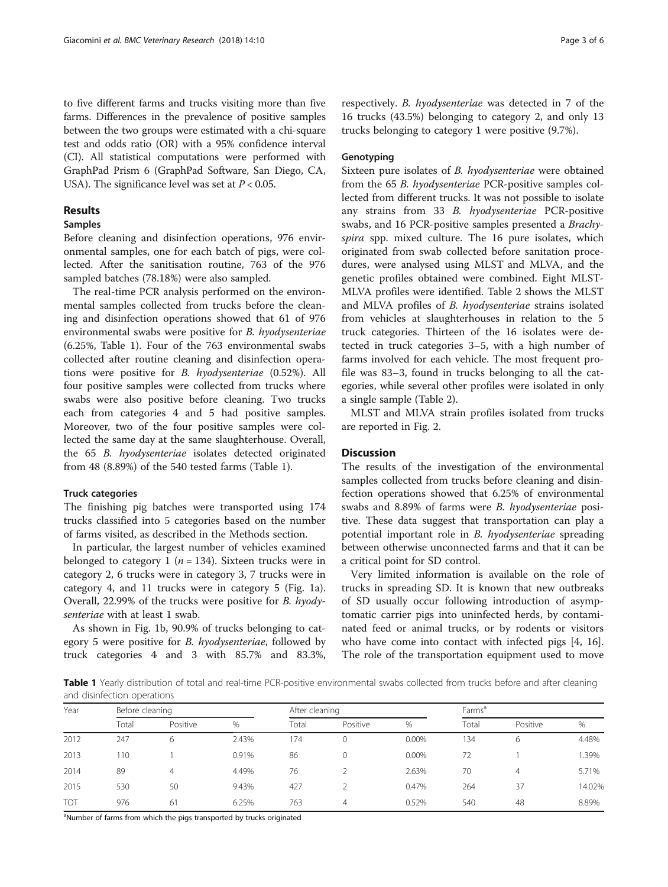to five different farms and trucks visiting more than five farms. Differences in the prevalence of positive samples between the two groups were estimated with a chi-square test and odds ratio (OR) with a 95% confidence interval (CI). All statistical computations were performed with GraphPad Prism 6 (GraphPad Software, San Diego, CA, USA). The significance level was set at $P < 0.05$.

## Results

### Samples

Before cleaning and disinfection operations, 976 environmental samples, one for each batch of pigs, were collected. After the sanitisation routine, 763 of the 976 sampled batches (78.18%) were also sampled.

The real-time PCR analysis performed on the environmental samples collected from trucks before the cleaning and disinfection operations showed that 61 of 976 environmental swabs were positive for *B. hyodysenteriae* (6.25%, Table 1). Four of the 763 environmental swabs collected after routine cleaning and disinfection operations were positive for *B. hyodysenteriae* (0.52%). All four positive samples were collected from trucks where swabs were also positive before cleaning. Two trucks each from categories 4 and 5 had positive samples. Moreover, two of the four positive samples were collected the same day at the same slaughterhouse. Overall, the 65 *B. hyodysenteriae* isolates detected originated from 48 (8.89%) of the 540 tested farms (Table 1).

### Truck categories

The finishing pig batches were transported using 174 trucks classified into 5 categories based on the number of farms visited, as described in the Methods section.

In particular, the largest number of vehicles examined belonged to category 1 ($n = 134$). Sixteen trucks were in category 2, 6 trucks were in category 3, 7 trucks were in category 4, and 11 trucks were in category 5 (Fig. 1a). Overall, 22.99% of the trucks were positive for *B. hyodysenteriae* with at least 1 swab.

As shown in Fig. 1b, 90.9% of trucks belonging to category 5 were positive for *B. hyodysenteriae*, followed by truck categories 4 and 3 with 85.7% and 83.3%, respectively. *B. hyodysenteriae* was detected in 7 of the 16 trucks (43.5%) belonging to category 2, and only 13 trucks belonging to category 1 were positive (9.7%).

### Genotyping

Sixteen pure isolates of *B. hyodysenteriae* were obtained from the 65 *B. hyodysenteriae* PCR-positive samples collected from different trucks. It was not possible to isolate any strains from 33 *B. hyodysenteriae* PCR-positive swabs, and 16 PCR-positive samples presented a *Brachyspira* spp. mixed culture. The 16 pure isolates, which originated from swab collected before sanitation procedures, were analysed using MLST and MLVA, and the genetic profiles obtained were combined. Eight MLST-MLVA profiles were identified. Table 2 shows the MLST and MLVA profiles of *B. hyodysenteriae* strains isolated from vehicles at slaughterhouses in relation to the 5 truck categories. Thirteen of the 16 isolates were detected in truck categories 3–5, with a high number of farms involved for each vehicle. The most frequent profile was 83–3, found in trucks belonging to all the categories, while several other profiles were isolated in only a single sample (Table 2).

MLST and MLVA strain profiles isolated from trucks are reported in Fig. 2.

## Discussion

The results of the investigation of the environmental samples collected from trucks before cleaning and disinfection operations showed that 6.25% of environmental swabs and 8.89% of farms were *B. hyodysenteriae* positive. These data suggest that transportation can play a potential important role in *B. hyodysenteriae* spreading between otherwise unconnected farms and that it can be a critical point for SD control.

Very limited information is available on the role of trucks in spreading SD. It is known that new outbreaks of SD usually occur following introduction of asymptomatic carrier pigs into uninfected herds, by contaminated feed or animal trucks, or by rodents or visitors who have come into contact with infected pigs [4, 16]. The role of the transportation equipment used to move

**Table 1** Yearly distribution of total and real-time PCR-positive environmental swabs collected from trucks before and after cleaning and disinfection operations

| Year | Before cleaning | | | After cleaning | | | Farms[a] | | |
|---|---|---|---|---|---|---|---|---|---|
| | Total | Positive | % | Total | Positive | % | Total | Positive | % |
| 2012 | 247 | 6 | 2.43% | 174 | 0 | 0.00% | 134 | 6 | 4.48% |
| 2013 | 110 | 1 | 0.91% | 86 | 0 | 0.00% | 72 | 1 | 1.39% |
| 2014 | 89 | 4 | 4.49% | 76 | 2 | 2.63% | 70 | 4 | 5.71% |
| 2015 | 530 | 50 | 9.43% | 427 | 2 | 0.47% | 264 | 37 | 14.02% |
| TOT | 976 | 61 | 6.25% | 763 | 4 | 0.52% | 540 | 48 | 8.89% |

[a]Number of farms from which the pigs transported by trucks originated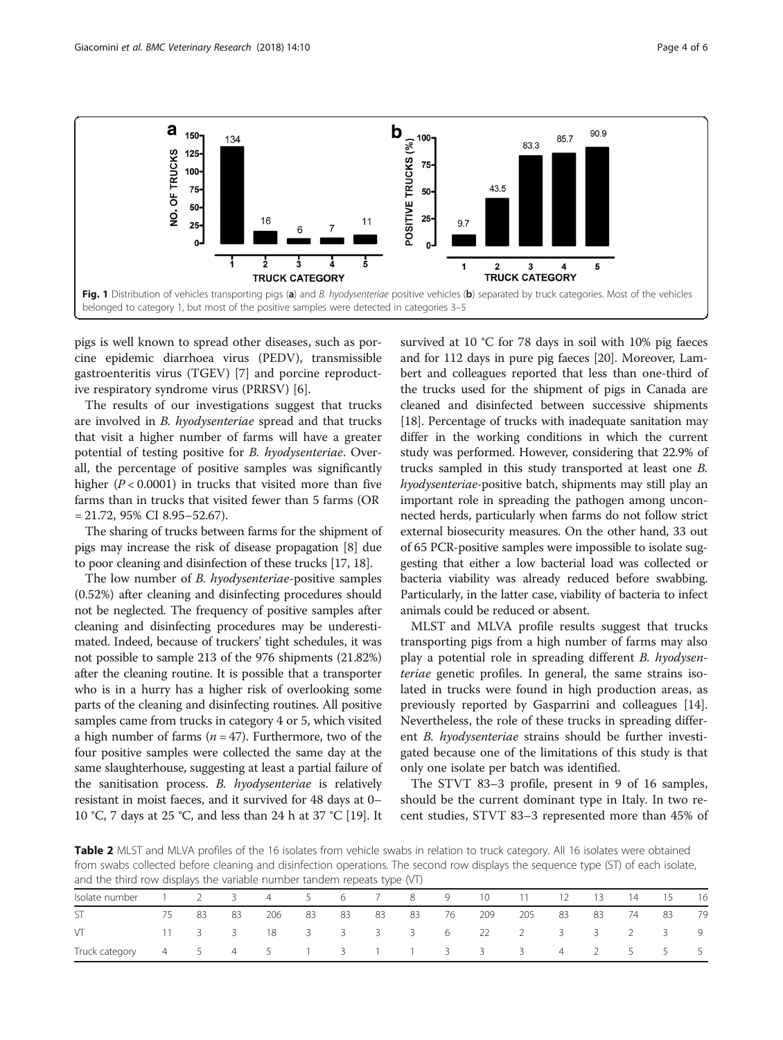Fig. 1 Distribution of vehicles transporting pigs (**a**) and *B. hyodysenteriae* positive vehicles (**b**) separated by truck categories. Most of the vehicles belonged to category 1, but most of the positive samples were detected in categories 3–5

pigs is well known to spread other diseases, such as porcine epidemic diarrhoea virus (PEDV), transmissible gastroenteritis virus (TGEV) [7] and porcine reproductive respiratory syndrome virus (PRRSV) [6].

The results of our investigations suggest that trucks are involved in *B. hyodysenteriae* spread and that trucks that visit a higher number of farms will have a greater potential of testing positive for *B. hyodysenteriae*. Overall, the percentage of positive samples was significantly higher ($P < 0.0001$) in trucks that visited more than five farms than in trucks that visited fewer than 5 farms (OR = 21.72, 95% CI 8.95–52.67).

The sharing of trucks between farms for the shipment of pigs may increase the risk of disease propagation [8] due to poor cleaning and disinfection of these trucks [17, 18].

The low number of *B. hyodysenteriae*-positive samples (0.52%) after cleaning and disinfecting procedures should not be neglected. The frequency of positive samples after cleaning and disinfecting procedures may be underestimated. Indeed, because of truckers' tight schedules, it was not possible to sample 213 of the 976 shipments (21.82%) after the cleaning routine. It is possible that a transporter who is in a hurry has a higher risk of overlooking some parts of the cleaning and disinfecting routines. All positive samples came from trucks in category 4 or 5, which visited a high number of farms ($n = 47$). Furthermore, two of the four positive samples were collected the same day at the same slaughterhouse, suggesting at least a partial failure of the sanitisation process. *B. hyodysenteriae* is relatively resistant in moist faeces, and it survived for 48 days at 0–10 °C, 7 days at 25 °C, and less than 24 h at 37 °C [19]. It survived at 10 °C for 78 days in soil with 10% pig faeces and for 112 days in pure pig faeces [20]. Moreover, Lambert and colleagues reported that less than one-third of the trucks used for the shipment of pigs in Canada are cleaned and disinfected between successive shipments [18]. Percentage of trucks with inadequate sanitation may differ in the working conditions in which the current study was performed. However, considering that 22.9% of trucks sampled in this study transported at least one *B. hyodysenteriae*-positive batch, shipments may still play an important role in spreading the pathogen among unconnected herds, particularly when farms do not follow strict external biosecurity measures. On the other hand, 33 out of 65 PCR-positive samples were impossible to isolate suggesting that either a low bacterial load was collected or bacteria viability was already reduced before swabbing. Particularly, in the latter case, viability of bacteria to infect animals could be reduced or absent.

MLST and MLVA profile results suggest that trucks transporting pigs from a high number of farms may also play a potential role in spreading different *B. hyodysenteriae* genetic profiles. In general, the same strains isolated in trucks were found in high production areas, as previously reported by Gasparrini and colleagues [14]. Nevertheless, the role of these trucks in spreading different *B. hyodysenteriae* strains should be further investigated because one of the limitations of this study is that only one isolate per batch was identified.

The STVT 83–3 profile, present in 9 of 16 samples, should be the current dominant type in Italy. In two recent studies, STVT 83–3 represented more than 45% of

**Table 2** MLST and MLVA profiles of the 16 isolates from vehicle swabs in relation to truck category. All 16 isolates were obtained from swabs collected before cleaning and disinfection operations. The second row displays the sequence type (ST) of each isolate, and the third row displays the variable number tandem repeats type (VT)

| Isolate number | 1 | 2 | 3 | 4 | 5 | 6 | 7 | 8 | 9 | 10 | 11 | 12 | 13 | 14 | 15 | 16 |
|---|---|---|---|---|---|---|---|---|---|---|---|---|---|---|---|---|
| ST | 75 | 83 | 83 | 206 | 83 | 83 | 83 | 83 | 76 | 209 | 205 | 83 | 83 | 74 | 83 | 79 |
| VT | 11 | 3 | 3 | 18 | 3 | 3 | 3 | 3 | 6 | 22 | 2 | 3 | 3 | 2 | 3 | 9 |
| Truck category | 4 | 5 | 4 | 5 | 1 | 3 | 1 | 1 | 3 | 3 | 3 | 4 | 2 | 5 | 5 | 5 |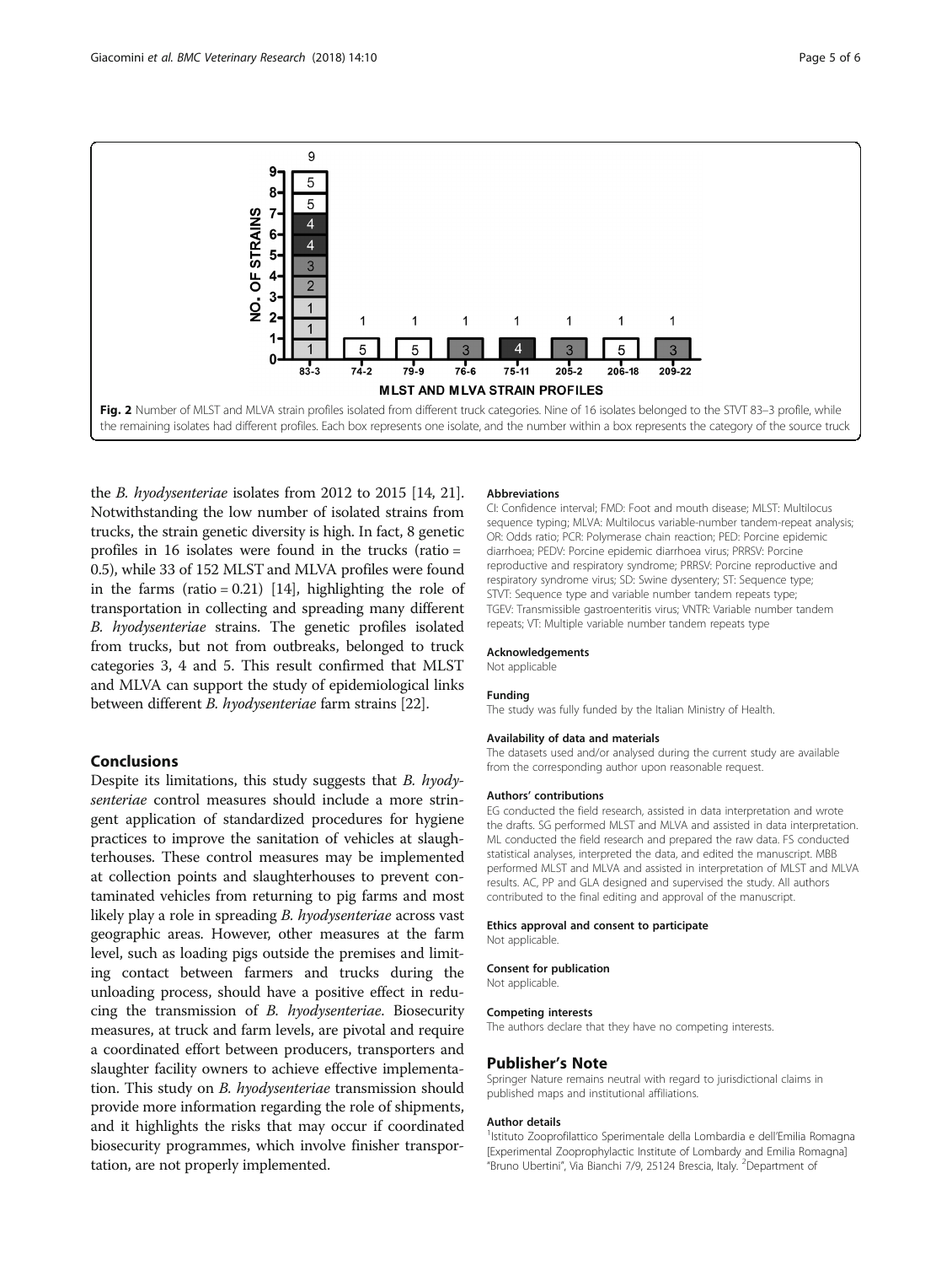9

9
8
7
6
5
4
3
2
1
0

NO. OF STRAINS

5
5
4
4
3
2
1
1
1

1 1 1 1 1 1 1

5 5 3 4 3 5 3

83-3 74-2 79-9 76-6 75-11 205-2 206-18 209-22

MLST AND MLVA STRAIN PROFILES

**Fig. 2** Number of MLST and MLVA strain profiles isolated from different truck categories. Nine of 16 isolates belonged to the STVT 83–3 profile, while the remaining isolates had different profiles. Each box represents one isolate, and the number within a box represents the category of the source truck

the *B. hyodysenteriae* isolates from 2012 to 2015 [14, 21]. Notwithstanding the low number of isolated strains from trucks, the strain genetic diversity is high. In fact, 8 genetic profiles in 16 isolates were found in the trucks (ratio = 0.5), while 33 of 152 MLST and MLVA profiles were found in the farms (ratio = 0.21) [14], highlighting the role of transportation in collecting and spreading many different *B. hyodysenteriae* strains. The genetic profiles isolated from trucks, but not from outbreaks, belonged to truck categories 3, 4 and 5. This result confirmed that MLST and MLVA can support the study of epidemiological links between different *B. hyodysenteriae* farm strains [22].

## Conclusions

Despite its limitations, this study suggests that *B. hyodysenteriae* control measures should include a more stringent application of standardized procedures for hygiene practices to improve the sanitation of vehicles at slaughterhouses. These control measures may be implemented at collection points and slaughterhouses to prevent contaminated vehicles from returning to pig farms and most likely play a role in spreading *B. hyodysenteriae* across vast geographic areas. However, other measures at the farm level, such as loading pigs outside the premises and limiting contact between farmers and trucks during the unloading process, should have a positive effect in reducing the transmission of *B. hyodysenteriae*. Biosecurity measures, at truck and farm levels, are pivotal and require a coordinated effort between producers, transporters and slaughter facility owners to achieve effective implementation. This study on *B. hyodysenteriae* transmission should provide more information regarding the role of shipments, and it highlights the risks that may occur if coordinated biosecurity programmes, which involve finisher transportation, are not properly implemented.

### Abbreviations

CI: Confidence interval; FMD: Foot and mouth disease; MLST: Multilocus sequence typing; MLVA: Multilocus variable-number tandem-repeat analysis; OR: Odds ratio; PCR: Polymerase chain reaction; PED: Porcine epidemic diarrhoea; PEDV: Porcine epidemic diarrhoea virus; PRRSV: Porcine reproductive and respiratory syndrome; PRRSV: Porcine reproductive and respiratory syndrome virus; SD: Swine dysentery; ST: Sequence type; STVT: Sequence type and variable number tandem repeats type; TGEV: Transmissible gastroenteritis virus; VNTR: Variable number tandem repeats; VT: Multiple variable number tandem repeats type

### Acknowledgements

Not applicable

### Funding

The study was fully funded by the Italian Ministry of Health.

### Availability of data and materials

The datasets used and/or analysed during the current study are available from the corresponding author upon reasonable request.

### Authors' contributions

EG conducted the field research, assisted in data interpretation and wrote the drafts. SG performed MLST and MLVA and assisted in data interpretation. ML conducted the field research and prepared the raw data. FS conducted statistical analyses, interpreted the data, and edited the manuscript. MBB performed MLST and MLVA and assisted in interpretation of MLST and MLVA results. AC, PP and GLA designed and supervised the study. All authors contributed to the final editing and approval of the manuscript.

### Ethics approval and consent to participate

Not applicable.

### Consent for publication

Not applicable.

### Competing interests

The authors declare that they have no competing interests.

## Publisher's Note

Springer Nature remains neutral with regard to jurisdictional claims in published maps and institutional affiliations.

### Author details

[1]Istituto Zooprofilattico Sperimentale della Lombardia e dell'Emilia Romagna [Experimental Zooprophylactic Institute of Lombardy and Emilia Romagna] "Bruno Ubertini", Via Bianchi 7/9, 25124 Brescia, Italy. [2]Department of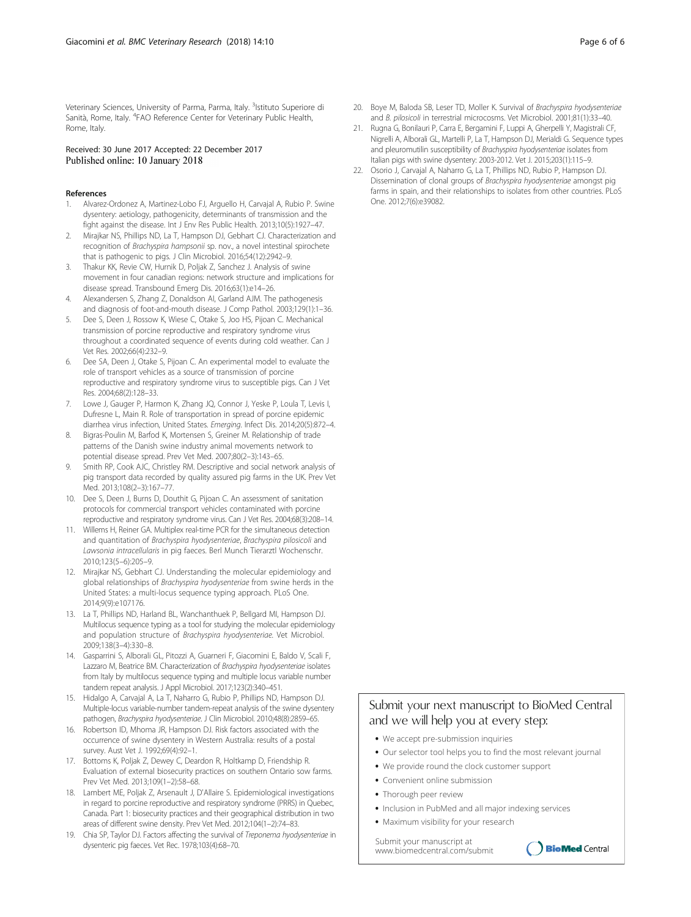Veterinary Sciences, University of Parma, Parma, Italy. [3]Istituto Superiore di Sanità, Rome, Italy. [4]FAO Reference Center for Veterinary Public Health, Rome, Italy.

Received: 30 June 2017 Accepted: 22 December 2017
Published online: 10 January 2018

## References

1. Alvarez-Ordonez A, Martinez-Lobo FJ, Arguello H, Carvajal A, Rubio P. Swine dysentery: aetiology, pathogenicity, determinants of transmission and the fight against the disease. Int J Env Res Public Health. 2013;10(5):1927–47.
2. Mirajkar NS, Phillips ND, La T, Hampson DJ, Gebhart CJ. Characterization and recognition of *Brachyspira hampsonii* sp. nov., a novel intestinal spirochete that is pathogenic to pigs. J Clin Microbiol. 2016;54(12):2942–9.
3. Thakur KK, Revie CW, Hurnik D, Poljak Z, Sanchez J. Analysis of swine movement in four canadian regions: network structure and implications for disease spread. Transbound Emerg Dis. 2016;63(1):e14–26.
4. Alexandersen S, Zhang Z, Donaldson AI, Garland AJM. The pathogenesis and diagnosis of foot-and-mouth disease. J Comp Pathol. 2003;129(1):1–36.
5. Dee S, Deen J, Rossow K, Wiese C, Otake S, Joo HS, Pijoan C. Mechanical transmission of porcine reproductive and respiratory syndrome virus throughout a coordinated sequence of events during cold weather. Can J Vet Res. 2002;66(4):232–9.
6. Dee SA, Deen J, Otake S, Pijoan C. An experimental model to evaluate the role of transport vehicles as a source of transmission of porcine reproductive and respiratory syndrome virus to susceptible pigs. Can J Vet Res. 2004;68(2):128–33.
7. Lowe J, Gauger P, Harmon K, Zhang JQ, Connor J, Yeske P, Loula T, Levis I, Dufresne L, Main R. Role of transportation in spread of porcine epidemic diarrhea virus infection, United States. *Emerging*. Infect Dis. 2014;20(5):872–4.
8. Bigras-Poulin M, Barfod K, Mortensen S, Greiner M. Relationship of trade patterns of the Danish swine industry animal movements network to potential disease spread. Prev Vet Med. 2007;80(2–3):143–65.
9. Smith RP, Cook AJC, Christley RM. Descriptive and social network analysis of pig transport data recorded by quality assured pig farms in the UK. Prev Vet Med. 2013;108(2–3):167–77.
10. Dee S, Deen J, Burns D, Douthit G, Pijoan C. An assessment of sanitation protocols for commercial transport vehicles contaminated with porcine reproductive and respiratory syndrome virus. Can J Vet Res. 2004;68(3):208–14.
11. Willems H, Reiner GA. Multiplex real-time PCR for the simultaneous detection and quantitation of *Brachyspira hyodysenteriae*, *Brachyspira pilosicoli* and *Lawsonia intracellularis* in pig faeces. Berl Munch Tierarztl Wochenschr. 2010;123(5–6):205–9.
12. Mirajkar NS, Gebhart CJ. Understanding the molecular epidemiology and global relationships of *Brachyspira hyodysenteriae* from swine herds in the United States: a multi-locus sequence typing approach. PLoS One. 2014;9(9):e107176.
13. La T, Phillips ND, Harland BL, Wanchanthuek P, Bellgard MI, Hampson DJ. Multilocus sequence typing as a tool for studying the molecular epidemiology and population structure of *Brachyspira hyodysenteriae*. Vet Microbiol. 2009;138(3–4):330–8.
14. Gasparrini S, Alborali GL, Pitozzi A, Guarneri F, Giacomini E, Baldo V, Scali F, Lazzaro M, Beatrice BM. Characterization of *Brachyspira hyodysenteriae* isolates from Italy by multilocus sequence typing and multiple locus variable number tandem repeat analysis. J Appl Microbiol. 2017;123(2):340–451.
15. Hidalgo A, Carvajal A, La T, Naharro G, Rubio P, Phillips ND, Hampson DJ. Multiple-locus variable-number tandem-repeat analysis of the swine dysentery pathogen, *Brachyspira hyodysenteriae*. J Clin Microbiol. 2010;48(8):2859–65.
16. Robertson ID, Mhoma JR, Hampson DJ. Risk factors associated with the occurrence of swine dysentery in Western Australia: results of a postal survey. Aust Vet J. 1992;69(4):92–1.
17. Bottoms K, Poljak Z, Dewey C, Deardon R, Holtkamp D, Friendship R. Evaluation of external biosecurity practices on southern Ontario sow farms. Prev Vet Med. 2013;109(1–2):58–68.
18. Lambert ME, Poljak Z, Arsenault J, D'Allaire S. Epidemiological investigations in regard to porcine reproductive and respiratory syndrome (PRRS) in Quebec, Canada. Part 1: biosecurity practices and their geographical distribution in two areas of different swine density. Prev Vet Med. 2012;104(1–2):74–83.
19. Chia SP, Taylor DJ. Factors affecting the survival of *Treponema hyodysenteriae* in dysenteric pig faeces. Vet Rec. 1978;103(4):68–70.
20. Boye M, Baloda SB, Leser TD, Moller K. Survival of *Brachyspira hyodysenteriae* and *B. pilosicoli* in terrestrial microcosms. Vet Microbiol. 2001;81(1):33–40.
21. Rugna G, Bonilauri P, Carra E, Bergamini F, Luppi A, Gherpelli Y, Magistrali CF, Nigrelli A, Alborali GL, Martelli P, La T, Hampson DJ, Merialdi G. Sequence types and pleuromutilin susceptibility of *Brachyspira hyodysenteriae* isolates from Italian pigs with swine dysentery: 2003-2012. Vet J. 2015;203(1):115–9.
22. Osorio J, Carvajal A, Naharro G, La T, Phillips ND, Rubio P, Hampson DJ. Dissemination of clonal groups of *Brachyspira hyodysenteriae* amongst pig farms in spain, and their relationships to isolates from other countries. PLoS One. 2012;7(6):e39082.

Submit your next manuscript to BioMed Central and we will help you at every step:

- We accept pre-submission inquiries
- Our selector tool helps you to find the most relevant journal
- We provide round the clock customer support
- Convenient online submission
- Thorough peer review
- Inclusion in PubMed and all major indexing services
- Maximum visibility for your research

Submit your manuscript at
www.biomedcentral.com/submit

BioMed Central